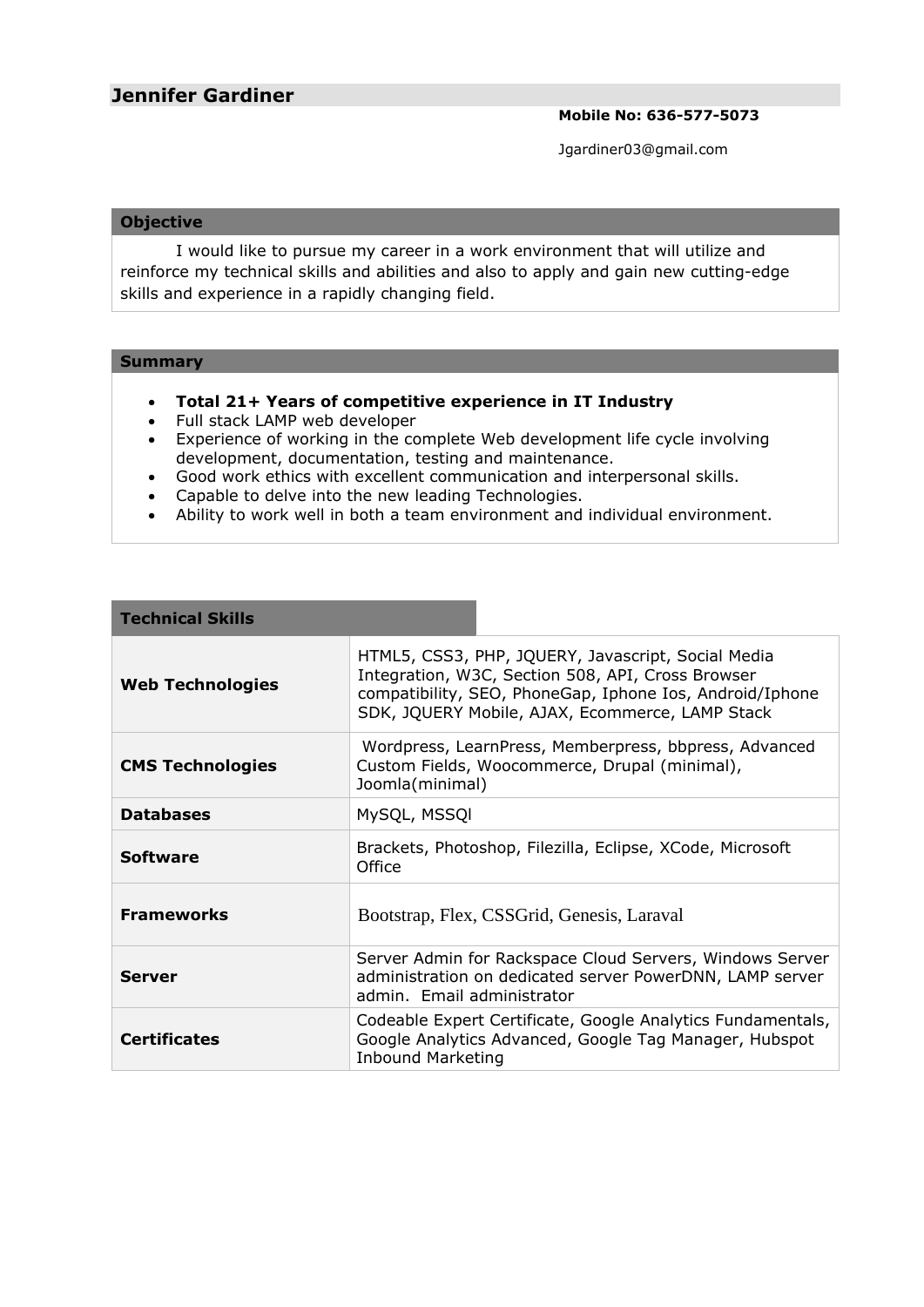# Jennifer Gardiner

**Mobile No: 636-577-5073**

Jgardiner03@gmail.com

## Objective

I would like to pursue my career in a work environment that will utilize and reinforce my technical skills and abilities and also to apply and gain new cutting-edge skills and experience in a rapidly changing field.

## Summary

- **Total 21+ Years of competitive experience in IT Industry**
- Full stack LAMP web developer
- Experience of working in the complete Web development life cycle involving development, documentation, testing and maintenance.
- Good work ethics with excellent communication and interpersonal skills.
- Capable to delve into the new leading Technologies.
- Ability to work well in both a team environment and individual environment.

## Technical Skills

| | |
|---|---|
| **Web Technologies** | HTML5, CSS3, PHP, JQUERY, Javascript, Social Media Integration, W3C, Section 508, API, Cross Browser compatibility, SEO, PhoneGap, Iphone Ios, Android/Iphone SDK, JQUERY Mobile, AJAX, Ecommerce, LAMP Stack |
| **CMS Technologies** | Wordpress, LearnPress, Memberpress, bbpress, Advanced Custom Fields, Woocommerce, Drupal (minimal), Joomla(minimal) |
| **Databases** | MySQL, MSSQl |
| **Software** | Brackets, Photoshop, Filezilla, Eclipse, XCode, Microsoft Office |
| **Frameworks** | Bootstrap, Flex, CSSGrid, Genesis, Laraval |
| **Server** | Server Admin for Rackspace Cloud Servers, Windows Server administration on dedicated server PowerDNN, LAMP server admin. Email administrator |
| **Certificates** | Codeable Expert Certificate, Google Analytics Fundamentals, Google Analytics Advanced, Google Tag Manager, Hubspot Inbound Marketing |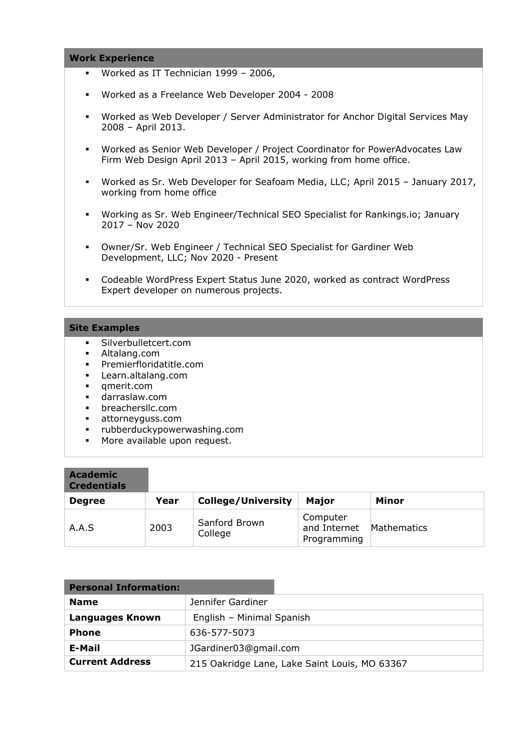## Work Experience

- Worked as IT Technician 1999 – 2006,
- Worked as a Freelance Web Developer 2004 - 2008
- Worked as Web Developer / Server Administrator for Anchor Digital Services May 2008 – April 2013.
- Worked as Senior Web Developer / Project Coordinator for PowerAdvocates Law Firm Web Design April 2013 – April 2015, working from home office.
- Worked as Sr. Web Developer for Seafoam Media, LLC; April 2015 – January 2017, working from home office
- Working as Sr. Web Engineer/Technical SEO Specialist for Rankings.io; January 2017 – Nov 2020
- Owner/Sr. Web Engineer / Technical SEO Specialist for Gardiner Web Development, LLC; Nov 2020 - Present
- Codeable WordPress Expert Status June 2020, worked as contract WordPress Expert developer on numerous projects.

## Site Examples

- Silverbulletcert.com
- Altalang.com
- Premierfloridatitle.com
- Learn.altalang.com
- qmerit.com
- darraslaw.com
- breachersllc.com
- attorneyguss.com
- rubberduckypowerwashing.com
- More available upon request.

## Academic Credentials

| Degree | Year | College/University | Major | Minor |
|---|---|---|---|---|
| A.A.S | 2003 | Sanford Brown College | Computer and Internet Programming | Mathematics |

## Personal Information:

| | |
|---|---|
| **Name** | Jennifer Gardiner |
| **Languages Known** | English – Minimal Spanish |
| **Phone** | 636-577-5073 |
| **E-Mail** | JGardiner03@gmail.com |
| **Current Address** | 215 Oakridge Lane, Lake Saint Louis, MO 63367 |